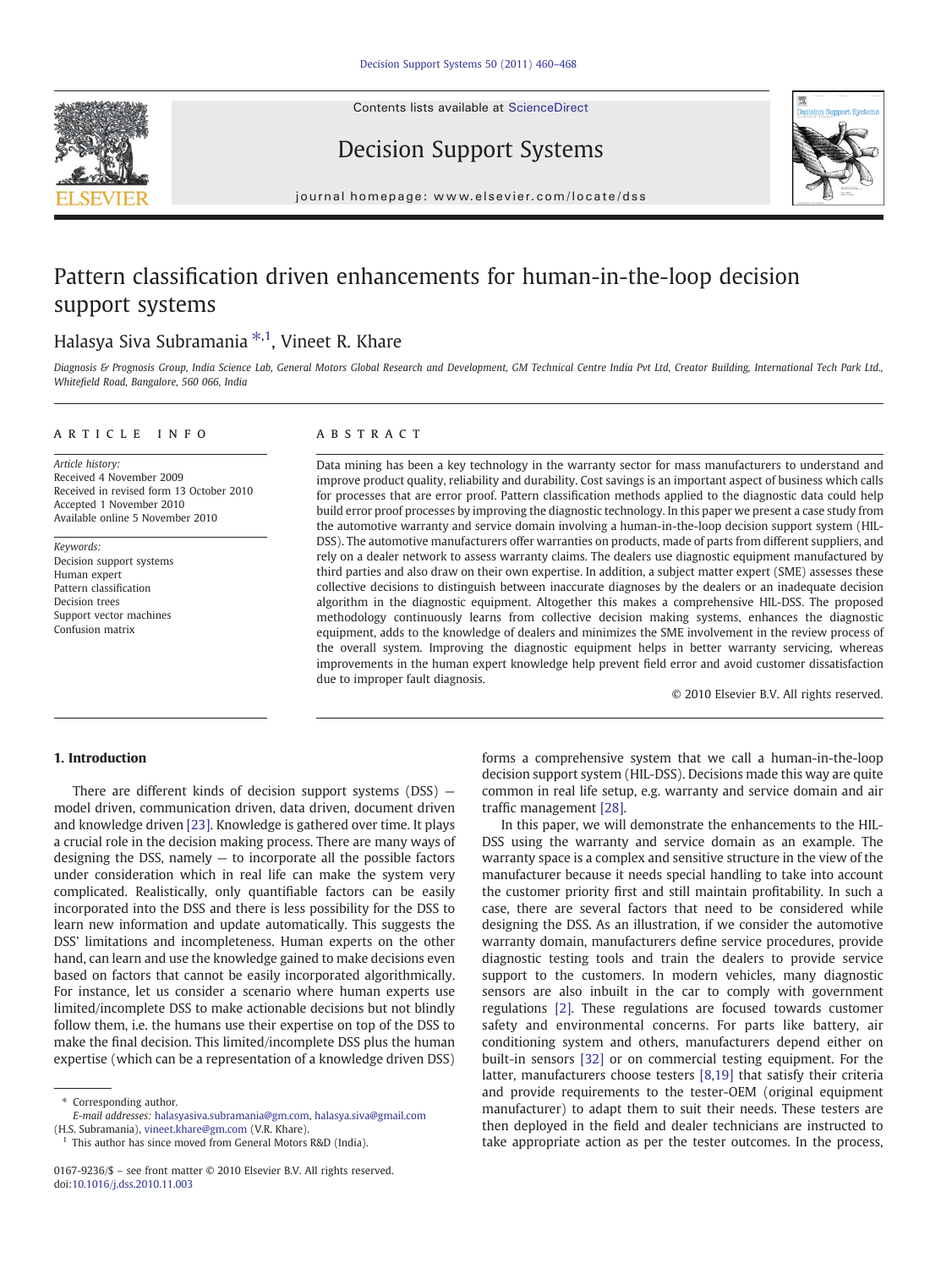# Pattern classification driven enhancements for human-in-the-loop decision support systems

Halasya Siva Subramania [*,1], Vineet R. Khare

*Diagnosis & Prognosis Group, India Science Lab, General Motors Global Research and Development, GM Technical Centre India Pvt Ltd, Creator Building, International Tech Park Ltd., Whitefield Road, Bangalore, 560 066, India*

## ARTICLE INFO

*Article history:*
Received 4 November 2009
Received in revised form 13 October 2010
Accepted 1 November 2010
Available online 5 November 2010

*Keywords:*
Decision support systems
Human expert
Pattern classification
Decision trees
Support vector machines
Confusion matrix

## ABSTRACT

Data mining has been a key technology in the warranty sector for mass manufacturers to understand and improve product quality, reliability and durability. Cost savings is an important aspect of business which calls for processes that are error proof. Pattern classification methods applied to the diagnostic data could help build error proof processes by improving the diagnostic technology. In this paper we present a case study from the automotive warranty and service domain involving a human-in-the-loop decision support system (HIL-DSS). The automotive manufacturers offer warranties on products, made of parts from different suppliers, and rely on a dealer network to assess warranty claims. The dealers use diagnostic equipment manufactured by third parties and also draw on their own expertise. In addition, a subject matter expert (SME) assesses these collective decisions to distinguish between inaccurate diagnoses by the dealers or an inadequate decision algorithm in the diagnostic equipment. Altogether this makes a comprehensive HIL-DSS. The proposed methodology continuously learns from collective decision making systems, enhances the diagnostic equipment, adds to the knowledge of dealers and minimizes the SME involvement in the review process of the overall system. Improving the diagnostic equipment helps in better warranty servicing, whereas improvements in the human expert knowledge help prevent field error and avoid customer dissatisfaction due to improper fault diagnosis.

© 2010 Elsevier B.V. All rights reserved.

## 1. Introduction

There are different kinds of decision support systems (DSS) — model driven, communication driven, data driven, document driven and knowledge driven [23]. Knowledge is gathered over time. It plays a crucial role in the decision making process. There are many ways of designing the DSS, namely — to incorporate all the possible factors under consideration which in real life can make the system very complicated. Realistically, only quantifiable factors can be easily incorporated into the DSS and there is less possibility for the DSS to learn new information and update automatically. This suggests the DSS' limitations and incompleteness. Human experts on the other hand, can learn and use the knowledge gained to make decisions even based on factors that cannot be easily incorporated algorithmically. For instance, let us consider a scenario where human experts use limited/incomplete DSS to make actionable decisions but not blindly follow them, i.e. the humans use their expertise on top of the DSS to make the final decision. This limited/incomplete DSS plus the human expertise (which can be a representation of a knowledge driven DSS) forms a comprehensive system that we call a human-in-the-loop decision support system (HIL-DSS). Decisions made this way are quite common in real life setup, e.g. warranty and service domain and air traffic management [28].

In this paper, we will demonstrate the enhancements to the HIL-DSS using the warranty and service domain as an example. The warranty space is a complex and sensitive structure in the view of the manufacturer because it needs special handling to take into account the customer priority first and still maintain profitability. In such a case, there are several factors that need to be considered while designing the DSS. As an illustration, if we consider the automotive warranty domain, manufacturers define service procedures, provide diagnostic testing tools and train the dealers to provide service support to the customers. In modern vehicles, many diagnostic sensors are also inbuilt in the car to comply with government regulations [2]. These regulations are focused towards customer safety and environmental concerns. For parts like battery, air conditioning system and others, manufacturers depend either on built-in sensors [32] or on commercial testing equipment. For the latter, manufacturers choose testers [8,19] that satisfy their criteria and provide requirements to the tester-OEM (original equipment manufacturer) to adapt them to suit their needs. These testers are then deployed in the field and dealer technicians are instructed to take appropriate action as per the tester outcomes. In the process,

---

* Corresponding author.
E-mail addresses: halasyasiva.subramania@gm.com, halasya.siva@gmail.com (H.S. Subramania), vineet.khare@gm.com (V.R. Khare).
[1] This author has since moved from General Motors R&D (India).

0167-9236/$ – see front matter © 2010 Elsevier B.V. All rights reserved.
doi:10.1016/j.dss.2010.11.003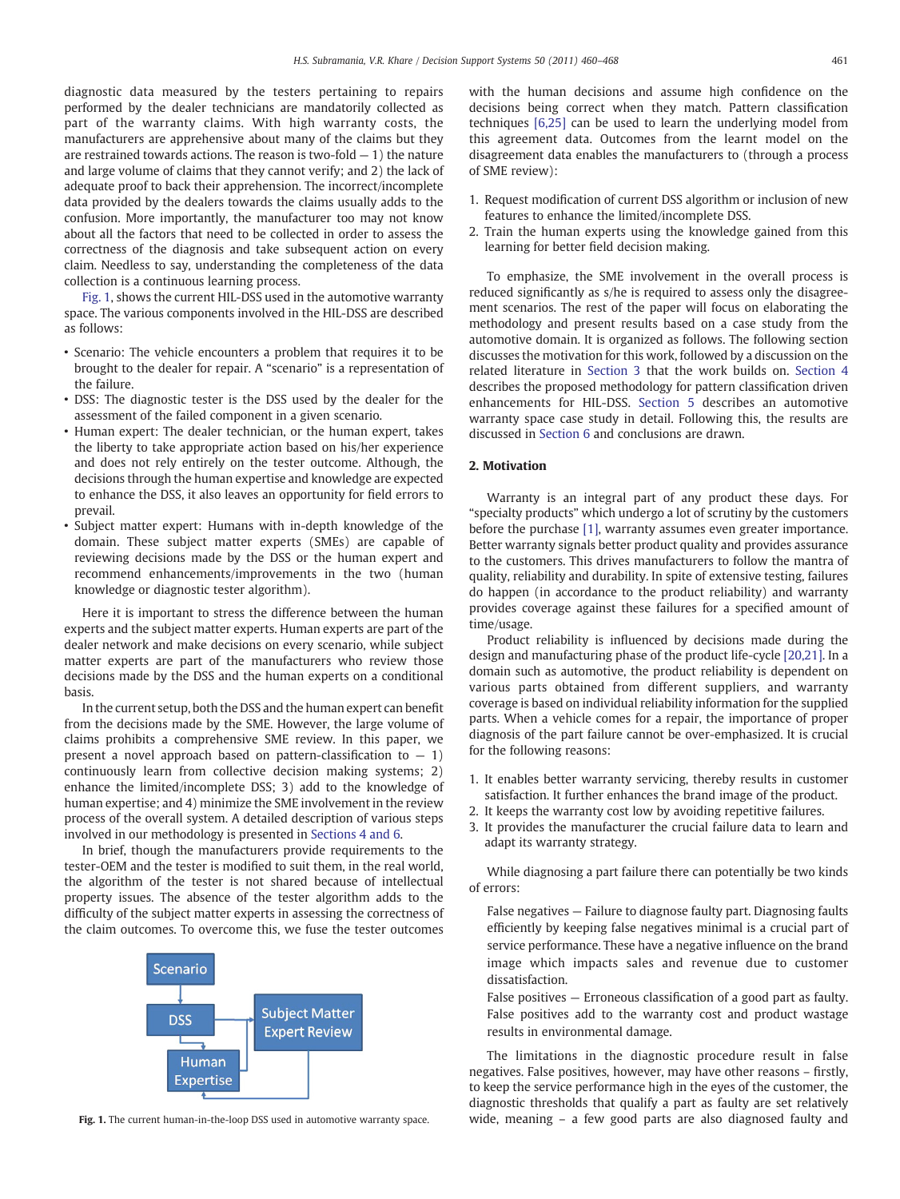diagnostic data measured by the testers pertaining to repairs performed by the dealer technicians are mandatorily collected as part of the warranty claims. With high warranty costs, the manufacturers are apprehensive about many of the claims but they are restrained towards actions. The reason is two-fold — 1) the nature and large volume of claims that they cannot verify; and 2) the lack of adequate proof to back their apprehension. The incorrect/incomplete data provided by the dealers towards the claims usually adds to the confusion. More importantly, the manufacturer too may not know about all the factors that need to be collected in order to assess the correctness of the diagnosis and take subsequent action on every claim. Needless to say, understanding the completeness of the data collection is a continuous learning process.

Fig. 1, shows the current HIL-DSS used in the automotive warranty space. The various components involved in the HIL-DSS are described as follows:

- Scenario: The vehicle encounters a problem that requires it to be brought to the dealer for repair. A "scenario" is a representation of the failure.
- DSS: The diagnostic tester is the DSS used by the dealer for the assessment of the failed component in a given scenario.
- Human expert: The dealer technician, or the human expert, takes the liberty to take appropriate action based on his/her experience and does not rely entirely on the tester outcome. Although, the decisions through the human expertise and knowledge are expected to enhance the DSS, it also leaves an opportunity for field errors to prevail.
- Subject matter expert: Humans with in-depth knowledge of the domain. These subject matter experts (SMEs) are capable of reviewing decisions made by the DSS or the human expert and recommend enhancements/improvements in the two (human knowledge or diagnostic tester algorithm).

Here it is important to stress the difference between the human experts and the subject matter experts. Human experts are part of the dealer network and make decisions on every scenario, while subject matter experts are part of the manufacturers who review those decisions made by the DSS and the human experts on a conditional basis.

In the current setup, both the DSS and the human expert can benefit from the decisions made by the SME. However, the large volume of claims prohibits a comprehensive SME review. In this paper, we present a novel approach based on pattern-classification to — 1) continuously learn from collective decision making systems; 2) enhance the limited/incomplete DSS; 3) add to the knowledge of human expertise; and 4) minimize the SME involvement in the review process of the overall system. A detailed description of various steps involved in our methodology is presented in Sections 4 and 6.

In brief, though the manufacturers provide requirements to the tester-OEM and the tester is modified to suit them, in the real world, the algorithm of the tester is not shared because of intellectual property issues. The absence of the tester algorithm adds to the difficulty of the subject matter experts in assessing the correctness of the claim outcomes. To overcome this, we fuse the tester outcomes with the human decisions and assume high confidence on the decisions being correct when they match. Pattern classification techniques [6,25] can be used to learn the underlying model from this agreement data. Outcomes from the learnt model on the disagreement data enables the manufacturers to (through a process of SME review):

Scenario

DSS

Subject Matter Expert Review

Human Expertise

Fig. 1. The current human-in-the-loop DSS used in automotive warranty space.

1. Request modification of current DSS algorithm or inclusion of new features to enhance the limited/incomplete DSS.
2. Train the human experts using the knowledge gained from this learning for better field decision making.

To emphasize, the SME involvement in the overall process is reduced significantly as s/he is required to assess only the disagreement scenarios. The rest of the paper will focus on elaborating the methodology and present results based on a case study from the automotive domain. It is organized as follows. The following section discusses the motivation for this work, followed by a discussion on the related literature in Section 3 that the work builds on. Section 4 describes the proposed methodology for pattern classification driven enhancements for HIL-DSS. Section 5 describes an automotive warranty space case study in detail. Following this, the results are discussed in Section 6 and conclusions are drawn.

## 2. Motivation

Warranty is an integral part of any product these days. For "specialty products" which undergo a lot of scrutiny by the customers before the purchase [1], warranty assumes even greater importance. Better warranty signals better product quality and provides assurance to the customers. This drives manufacturers to follow the mantra of quality, reliability and durability. In spite of extensive testing, failures do happen (in accordance to the product reliability) and warranty provides coverage against these failures for a specified amount of time/usage.

Product reliability is influenced by decisions made during the design and manufacturing phase of the product life-cycle [20,21]. In a domain such as automotive, the product reliability is dependent on various parts obtained from different suppliers, and warranty coverage is based on individual reliability information for the supplied parts. When a vehicle comes for a repair, the importance of proper diagnosis of the part failure cannot be over-emphasized. It is crucial for the following reasons:

1. It enables better warranty servicing, thereby results in customer satisfaction. It further enhances the brand image of the product.
2. It keeps the warranty cost low by avoiding repetitive failures.
3. It provides the manufacturer the crucial failure data to learn and adapt its warranty strategy.

While diagnosing a part failure there can potentially be two kinds of errors:

False negatives — Failure to diagnose faulty part. Diagnosing faults efficiently by keeping false negatives minimal is a crucial part of service performance. These have a negative influence on the brand image which impacts sales and revenue due to customer dissatisfaction.

False positives — Erroneous classification of a good part as faulty. False positives add to the warranty cost and product wastage results in environmental damage.

The limitations in the diagnostic procedure result in false negatives. False positives, however, may have other reasons – firstly, to keep the service performance high in the eyes of the customer, the diagnostic thresholds that qualify a part as faulty are set relatively wide, meaning – a few good parts are also diagnosed faulty and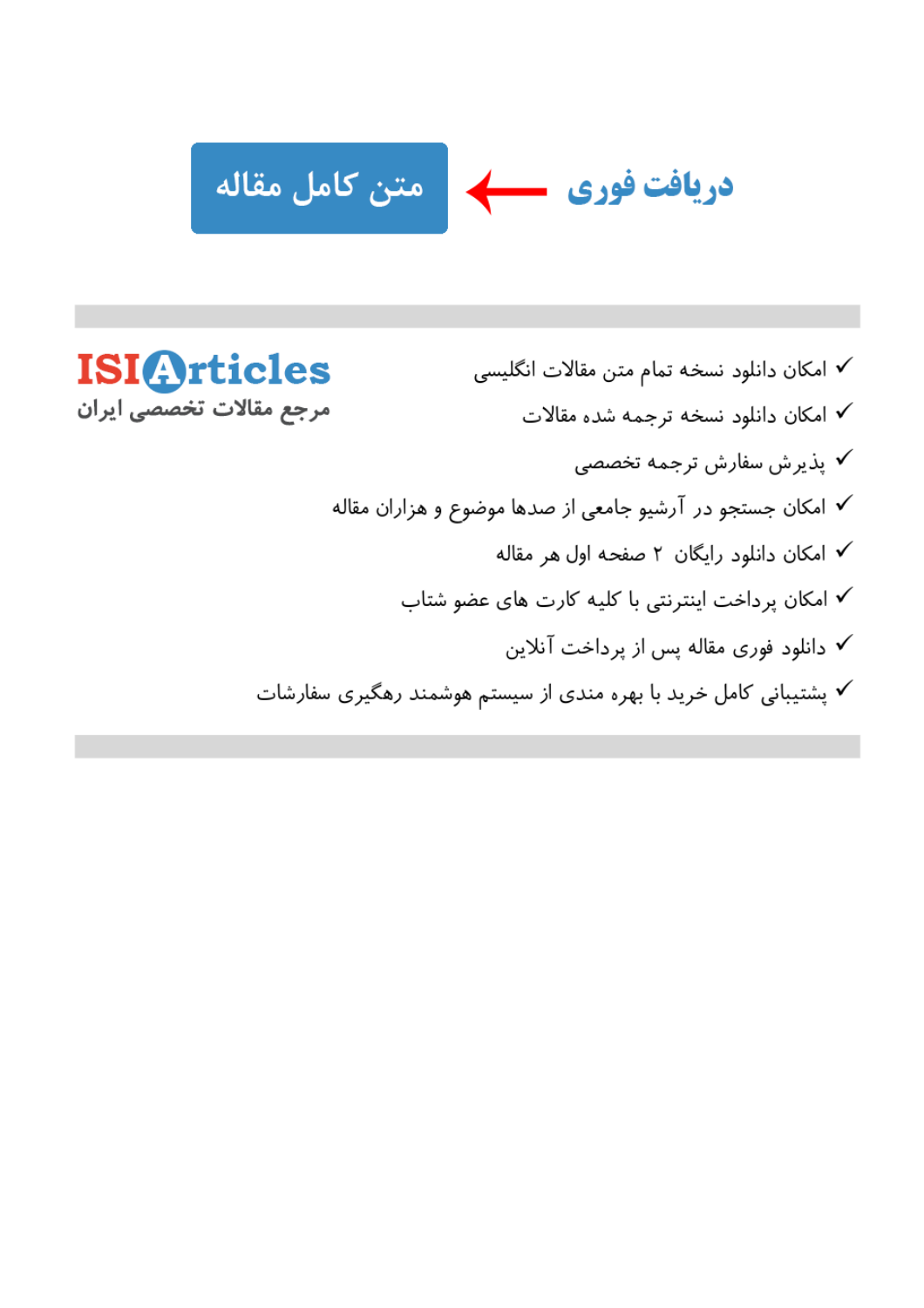دریافت فوری ← متن کامل مقاله

ISIArticles
مرجع مقالات تخصصی ایران

- ✓ امکان دانلود نسخه تمام متن مقالات انگلیسی
- ✓ امکان دانلود نسخه ترجمه شده مقالات
- ✓ پذیرش سفارش ترجمه تخصصی
- ✓ امکان جستجو در آرشیو جامعی از صدها موضوع و هزاران مقاله
- ✓ امکان دانلود رایگان ۲ صفحه اول هر مقاله
- ✓ امکان پرداخت اینترنتی با کلیه کارت های عضو شتاب
- ✓ دانلود فوری مقاله پس از پرداخت آنلاین
- ✓ پشتیبانی کامل خرید با بهره مندی از سیستم هوشمند رهگیری سفارشات